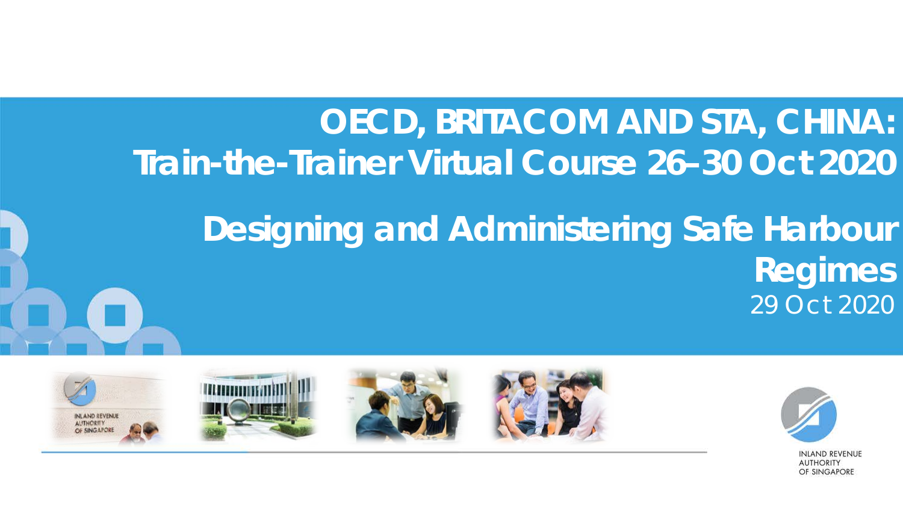# OECD, BRITACOM AND STA, CHINA: Train-the-Trainer Virtual Course 26–30 Oct 2020

## Designing and Administering Safe Harbour Regimes

29 Oct 2020

INLAND REVENUE AUTHORITY OF SINGAPORE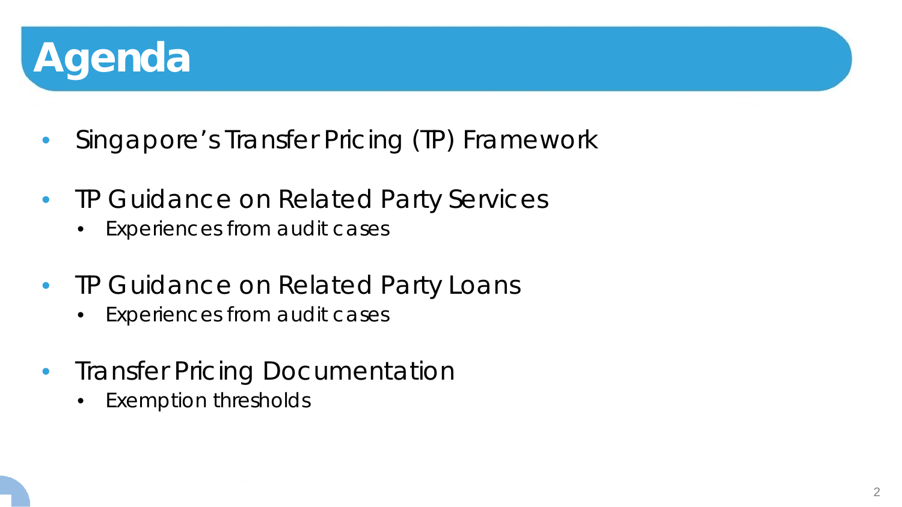# Agenda

- Singapore's Transfer Pricing (TP) Framework
- TP Guidance on Related Party Services
  - Experiences from audit cases
- TP Guidance on Related Party Loans
  - Experiences from audit cases
- Transfer Pricing Documentation
  - Exemption thresholds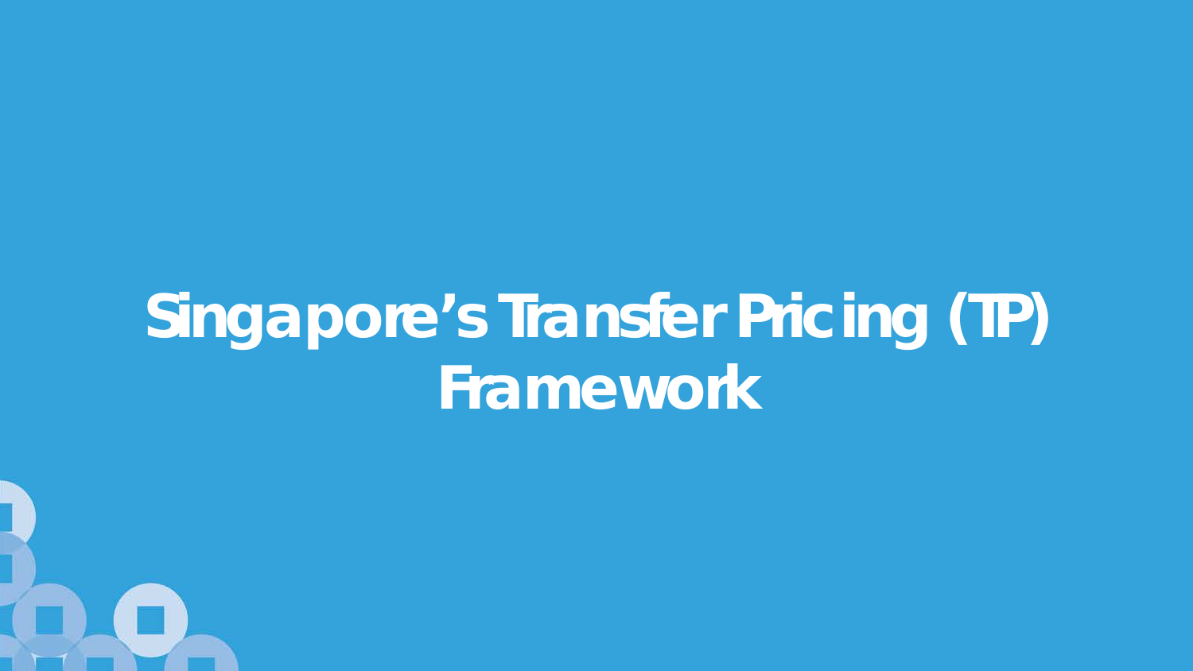# Singapore’s Transfer Pricing (TP) Framework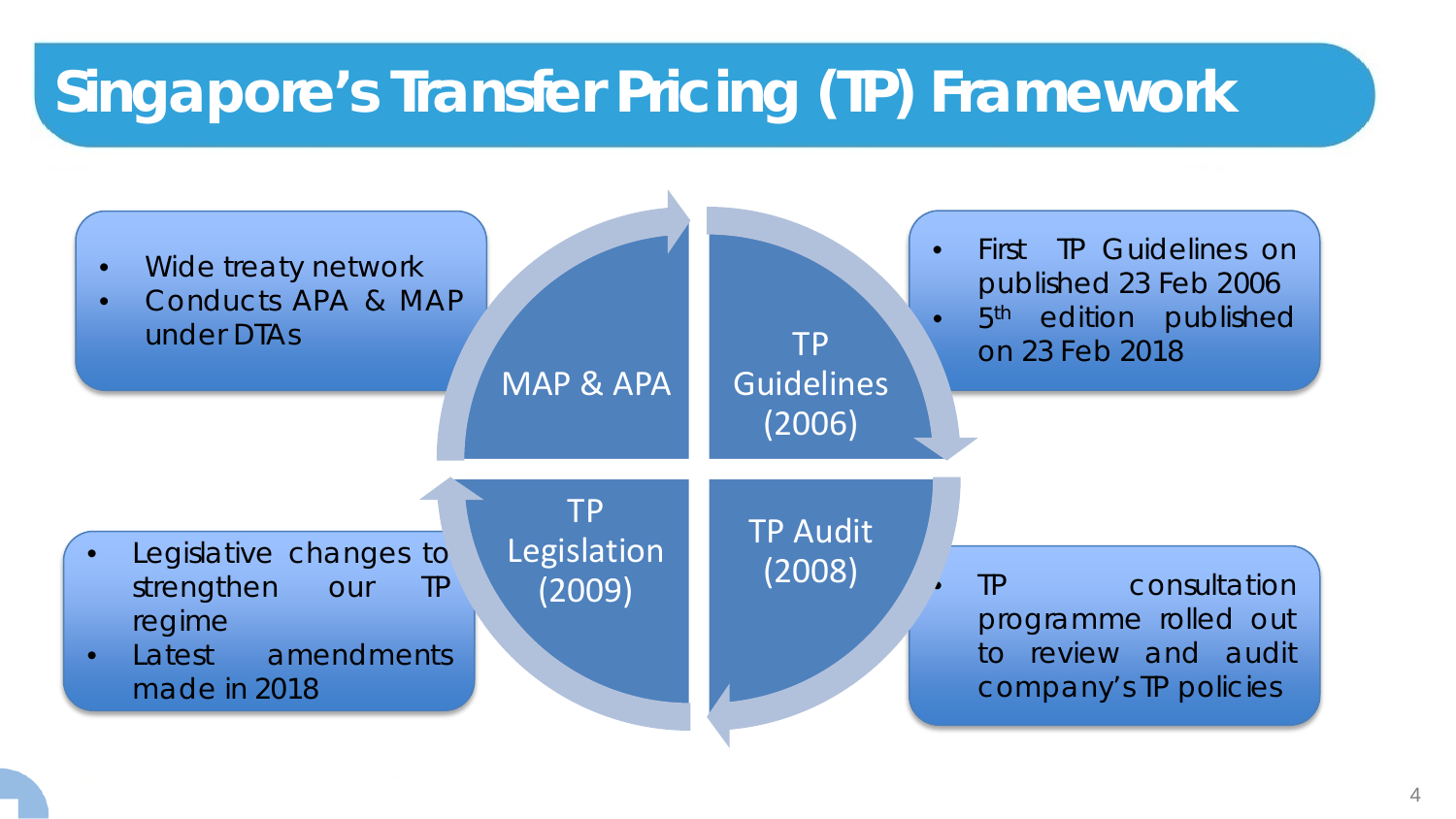# Singapore's Transfer Pricing (TP) Framework

**MAP & APA**

- Wide treaty network
- Conducts APA & MAP under DTAs

**TP Guidelines (2006)**

- First TP Guidelines on published 23 Feb 2006
- 5th edition published on 23 Feb 2018

**TP Audit (2008)**

- TP consultation programme rolled out to review and audit company's TP policies

**TP Legislation (2009)**

- Legislative changes to strengthen our TP regime
- Latest amendments made in 2018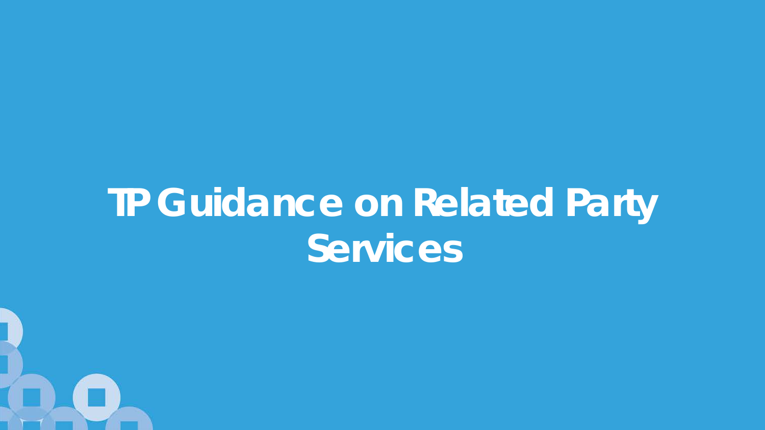# TP Guidance on Related Party Services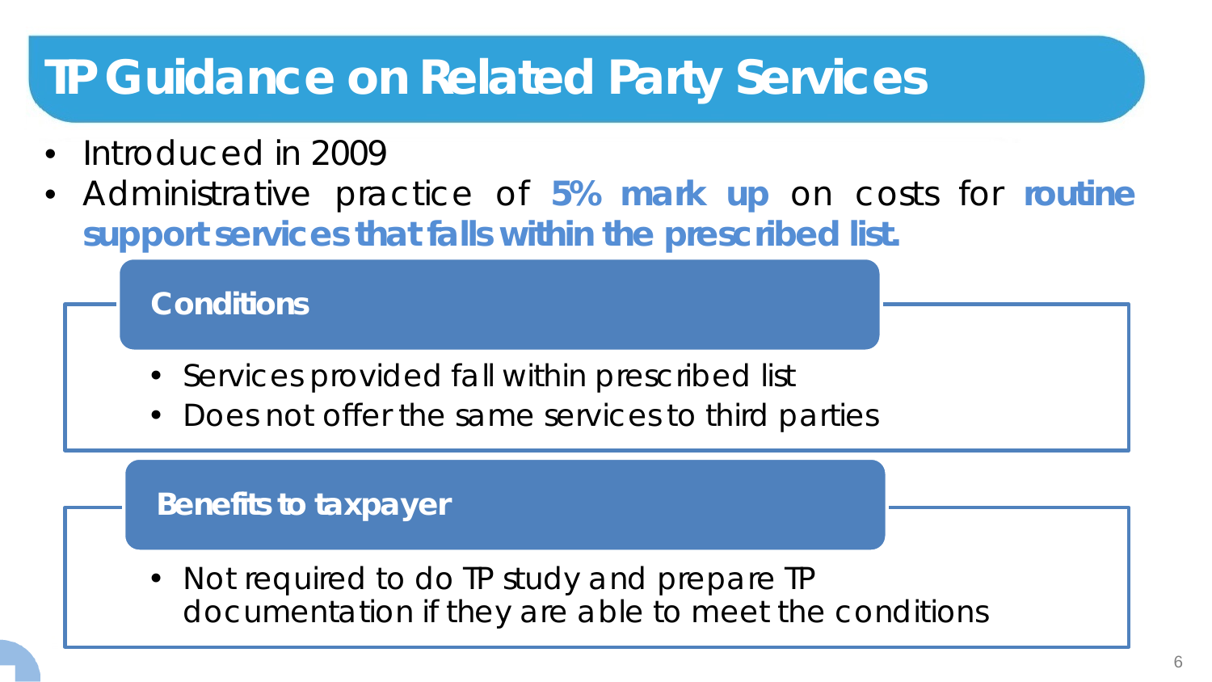# TP Guidance on Related Party Services

- Introduced in 2009
- Administrative practice of **5% mark up** on costs for **routine support services that falls within the prescribed list.**

### Conditions

- Services provided fall within prescribed list
- Does not offer the same services to third parties

### Benefits to taxpayer

- Not required to do TP study and prepare TP documentation if they are able to meet the conditions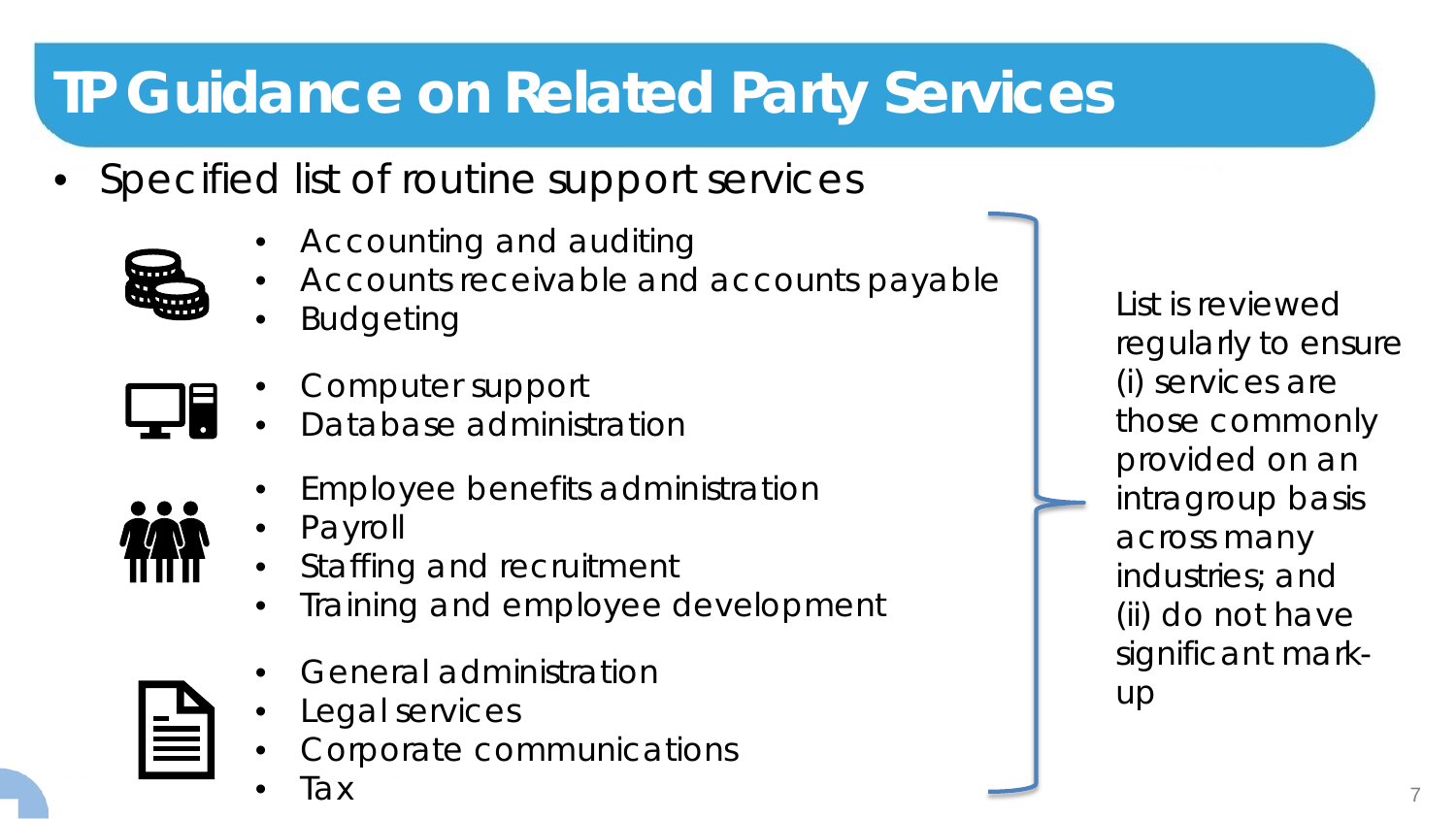# TP Guidance on Related Party Services

- Specified list of routine support services
  - Accounting and auditing
  - Accounts receivable and accounts payable
  - Budgeting
  - Computer support
  - Database administration
  - Employee benefits administration
  - Payroll
  - Staffing and recruitment
  - Training and employee development
  - General administration
  - Legal services
  - Corporate communications
  - Tax

List is reviewed regularly to ensure (i) services are those commonly provided on an intragroup basis across many industries; and (ii) do not have significant mark-up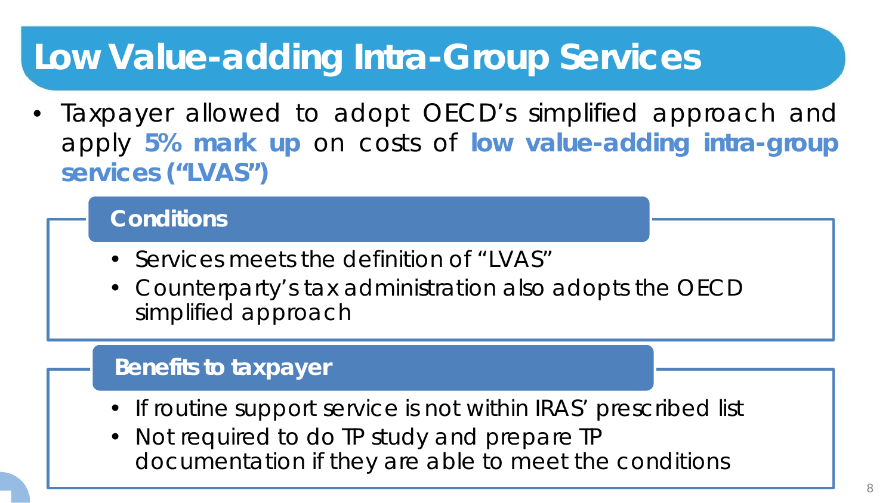# Low Value-adding Intra-Group Services

- Taxpayer allowed to adopt OECD's simplified approach and apply **5% mark up** on costs of **low value-adding intra-group services ("LVAS")**

## Conditions

- Services meets the definition of "LVAS"
- Counterparty's tax administration also adopts the OECD simplified approach

## Benefits to taxpayer

- If routine support service is not within IRAS' prescribed list
- Not required to do TP study and prepare TP documentation if they are able to meet the conditions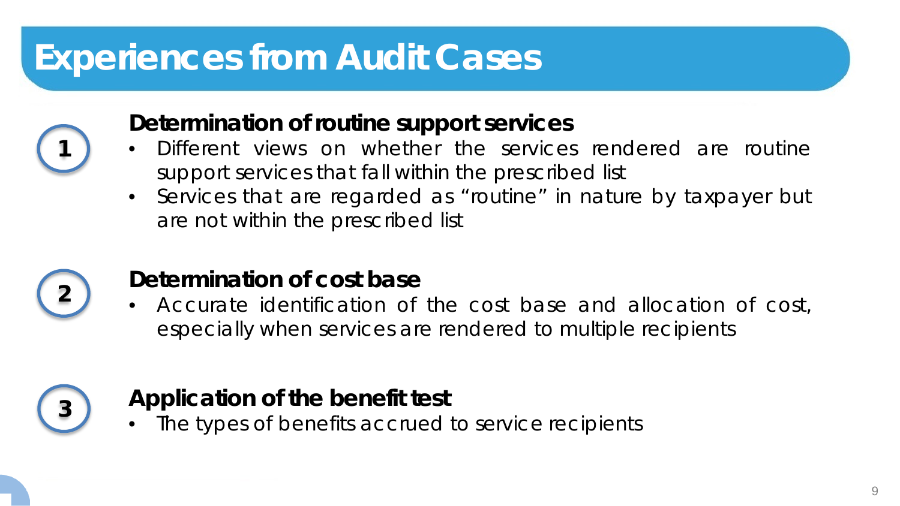# Experiences from Audit Cases

## 1. Determination of routine support services

- Different views on whether the services rendered are routine support services that fall within the prescribed list
- Services that are regarded as "routine" in nature by taxpayer but are not within the prescribed list

## 2. Determination of cost base

- Accurate identification of the cost base and allocation of cost, especially when services are rendered to multiple recipients

## 3. Application of the benefit test

- The types of benefits accrued to service recipients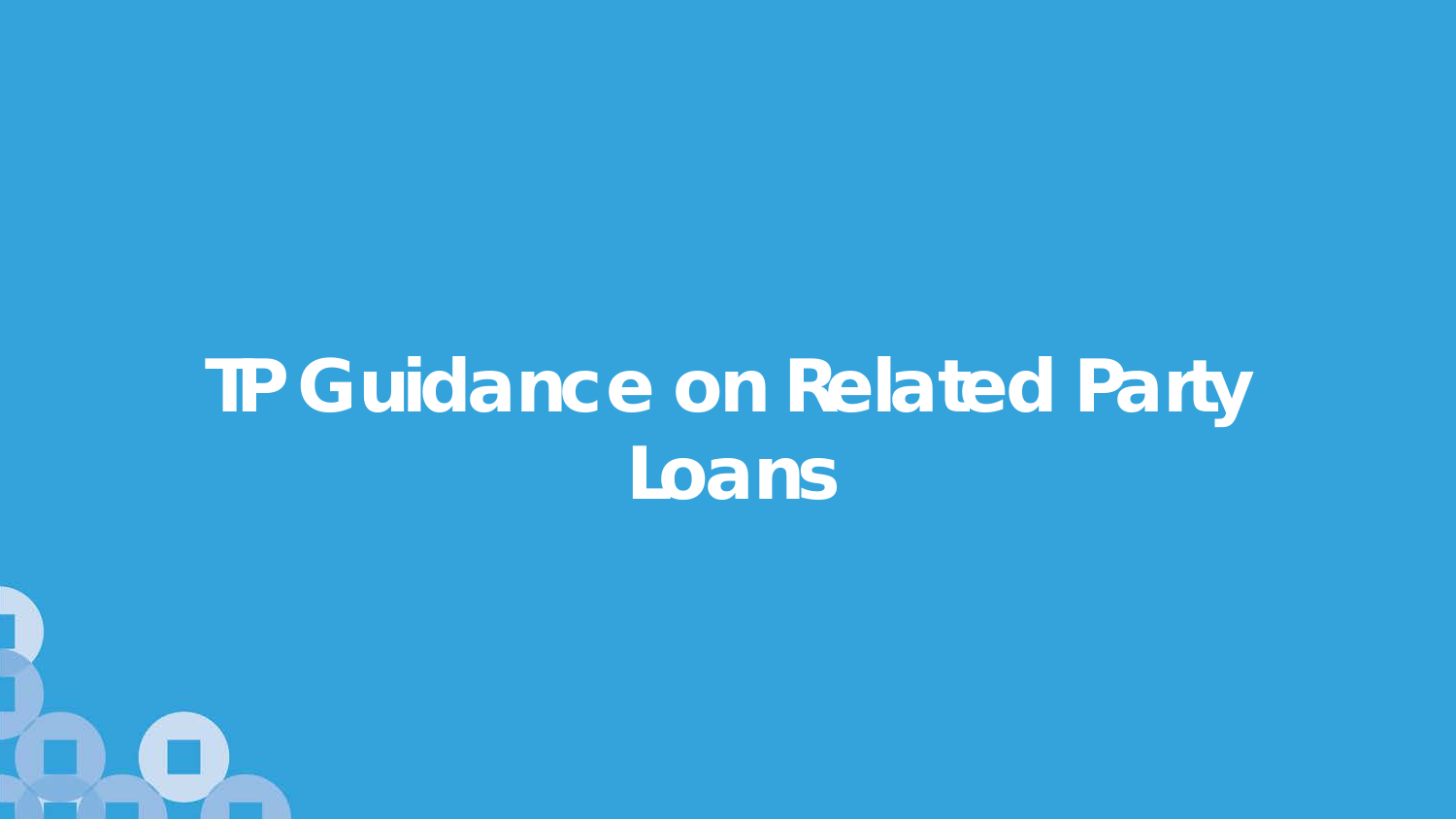# TP Guidance on Related Party Loans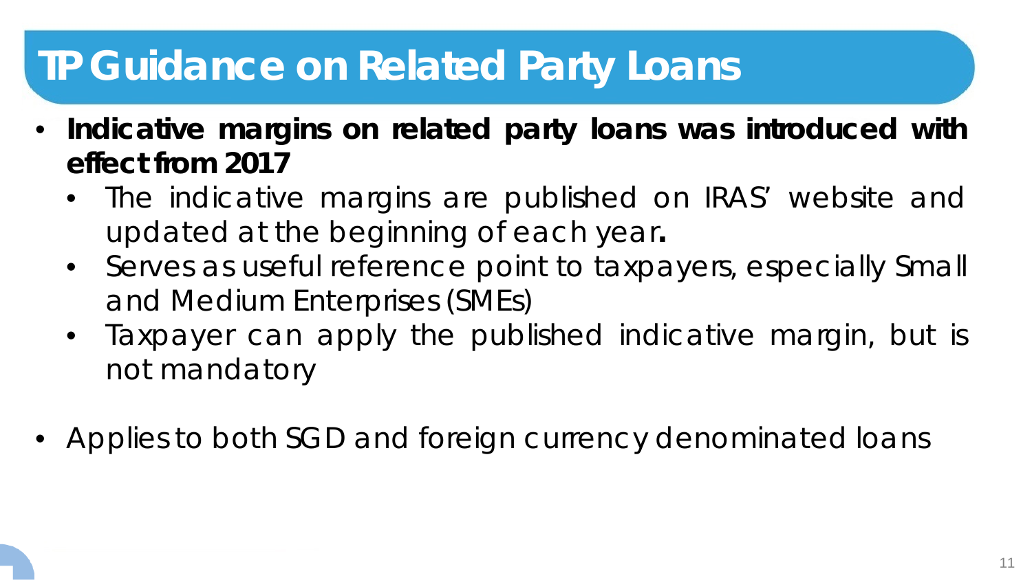# TP Guidance on Related Party Loans

- **Indicative margins on related party loans was introduced with effect from 2017**
  - The indicative margins are published on IRAS' website and updated at the beginning of each year**.**
  - Serves as useful reference point to taxpayers, especially Small and Medium Enterprises (SMEs)
  - Taxpayer can apply the published indicative margin, but is not mandatory

- Applies to both SGD and foreign currency denominated loans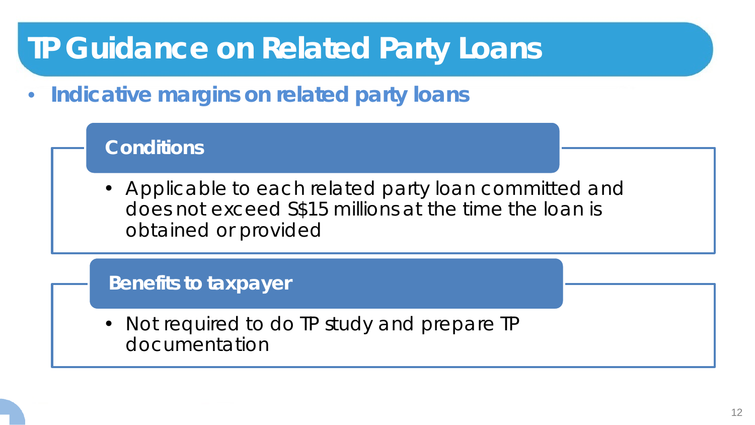# TP Guidance on Related Party Loans

- **Indicative margins on related party loans**

### Conditions

- Applicable to each related party loan committed and does not exceed S$15 millions at the time the loan is obtained or provided

### Benefits to taxpayer

- Not required to do TP study and prepare TP documentation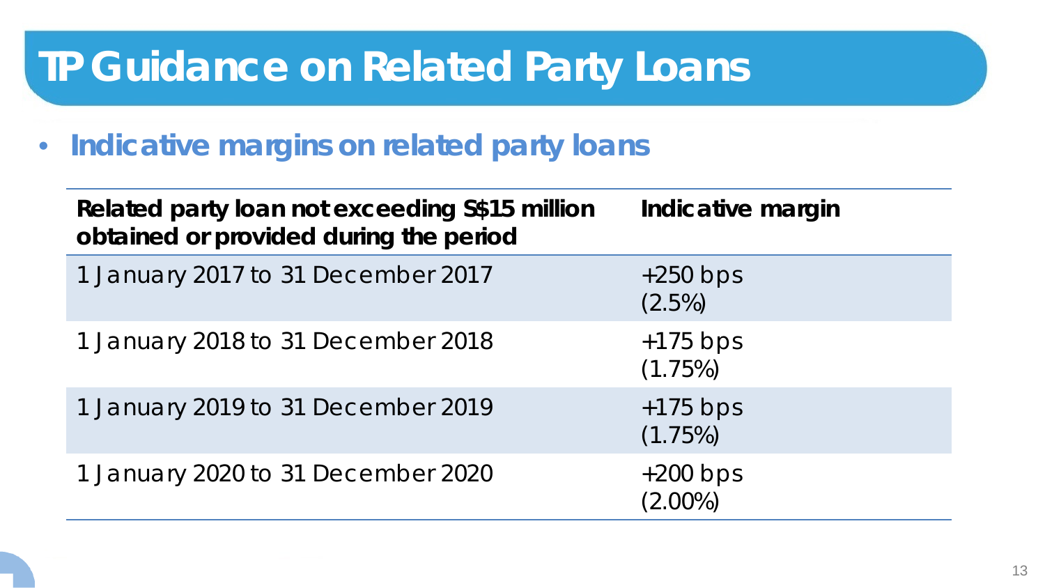# TP Guidance on Related Party Loans

- **Indicative margins on related party loans**

| Related party loan not exceeding S$15 million obtained or provided during the period | Indicative margin |
|---|---|
| 1 January 2017 to 31 December 2017 | +250 bps (2.5%) |
| 1 January 2018 to 31 December 2018 | +175 bps (1.75%) |
| 1 January 2019 to 31 December 2019 | +175 bps (1.75%) |
| 1 January 2020 to 31 December 2020 | +200 bps (2.00%) |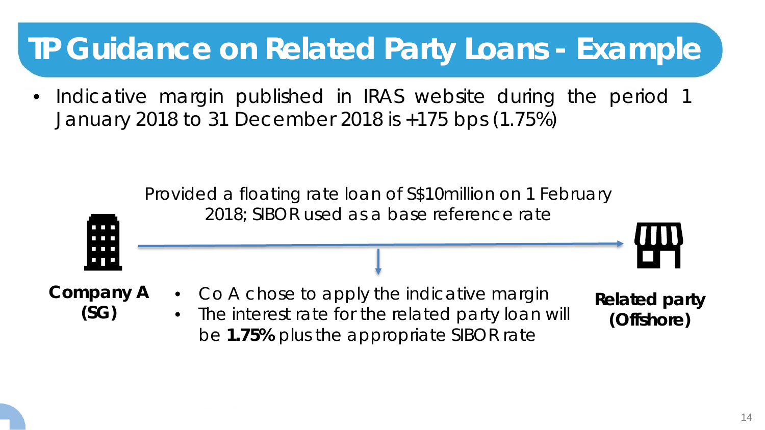# TP Guidance on Related Party Loans - Example

- Indicative margin published in IRAS website during the period 1 January 2018 to 31 December 2018 is +175 bps (1.75%)

Provided a floating rate loan of S$10million on 1 February 2018; SIBOR used as a base reference rate

**Company A (SG)**

- Co A chose to apply the indicative margin
- The interest rate for the related party loan will be **1.75%** plus the appropriate SIBOR rate

**Related party (Offshore)**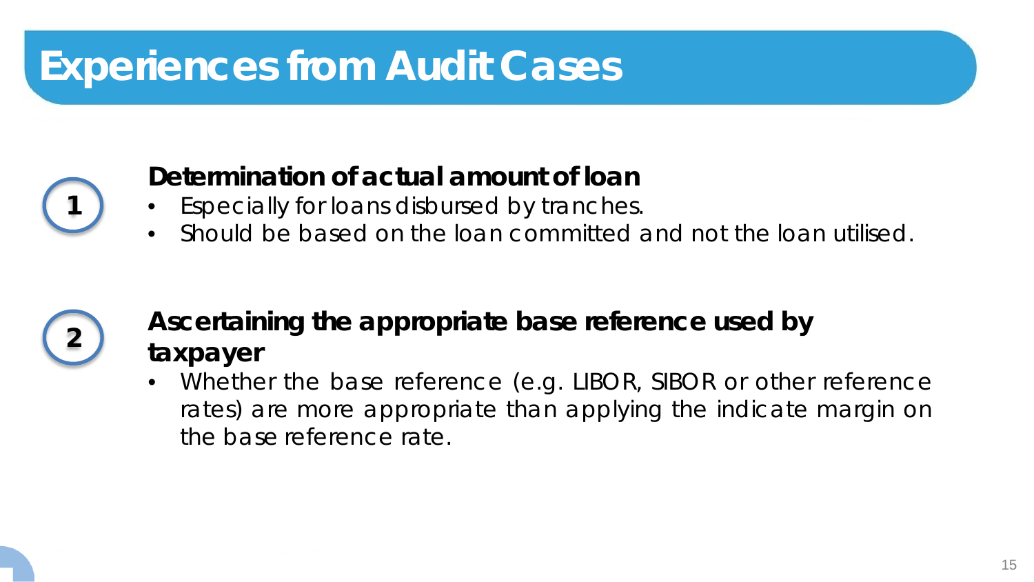# Experiences from Audit Cases

**1** **Determination of actual amount of loan**

- Especially for loans disbursed by tranches.
- Should be based on the loan committed and not the loan utilised.

**2** **Ascertaining the appropriate base reference used by taxpayer**

- Whether the base reference (e.g. LIBOR, SIBOR or other reference rates) are more appropriate than applying the indicate margin on the base reference rate.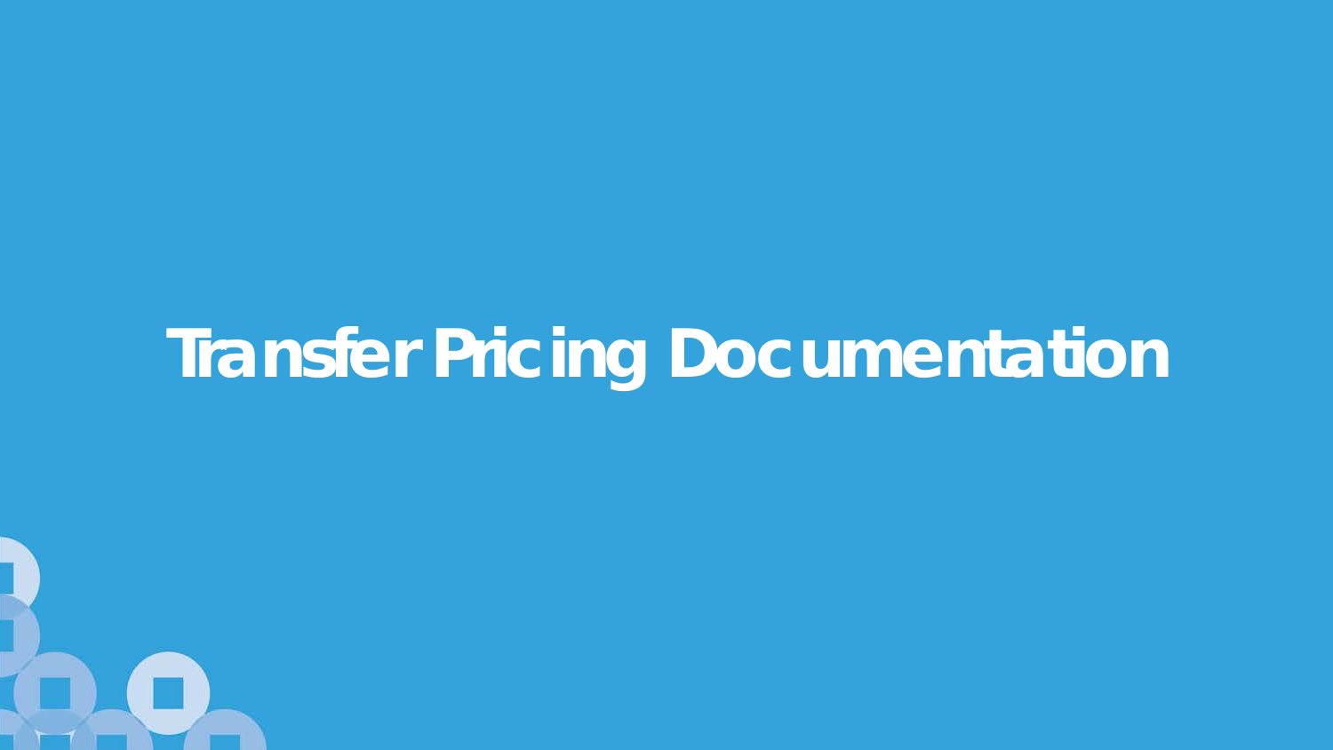# Transfer Pricing Documentation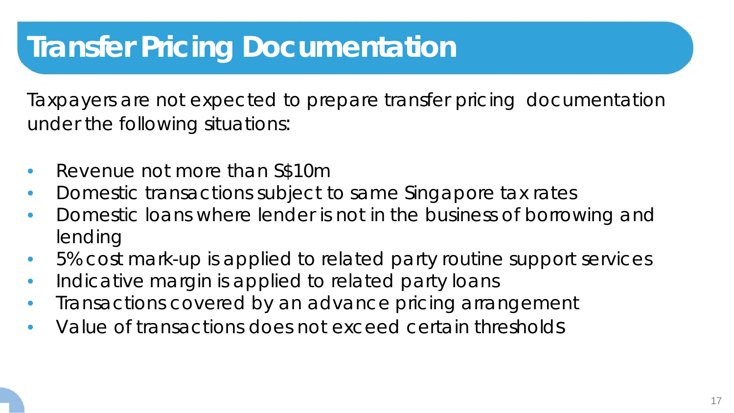# Transfer Pricing Documentation

Taxpayers are not expected to prepare transfer pricing documentation under the following situations:

- Revenue not more than S$10m
- Domestic transactions subject to same Singapore tax rates
- Domestic loans where lender is not in the business of borrowing and lending
- 5% cost mark-up is applied to related party routine support services
- Indicative margin is applied to related party loans
- Transactions covered by an advance pricing arrangement
- Value of transactions does not exceed certain thresholds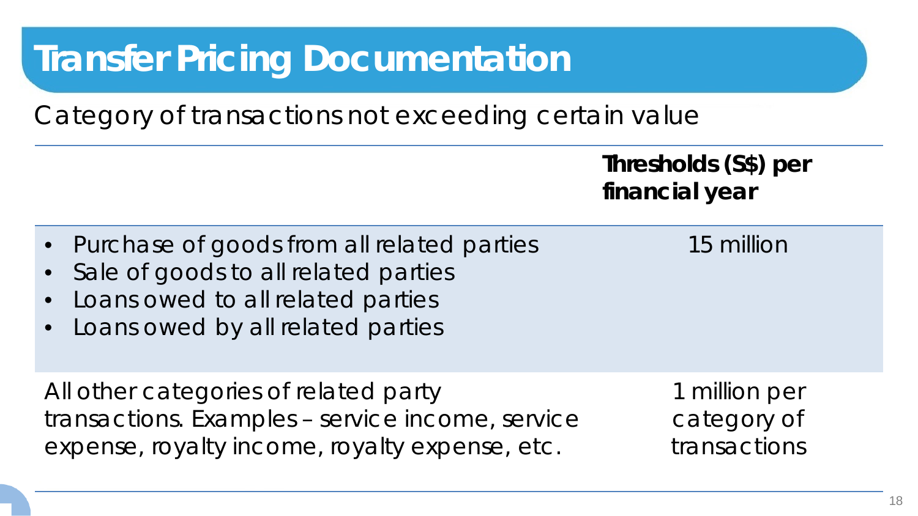# Transfer Pricing Documentation

Category of transactions not exceeding certain value

| | **Thresholds (S$) per financial year** |
|---|---|
| • Purchase of goods from all related parties<br>• Sale of goods to all related parties<br>• Loans owed to all related parties<br>• Loans owed by all related parties | 15 million |
| All other categories of related party transactions. Examples – service income, service expense, royalty income, royalty expense, etc. | 1 million per category of transactions |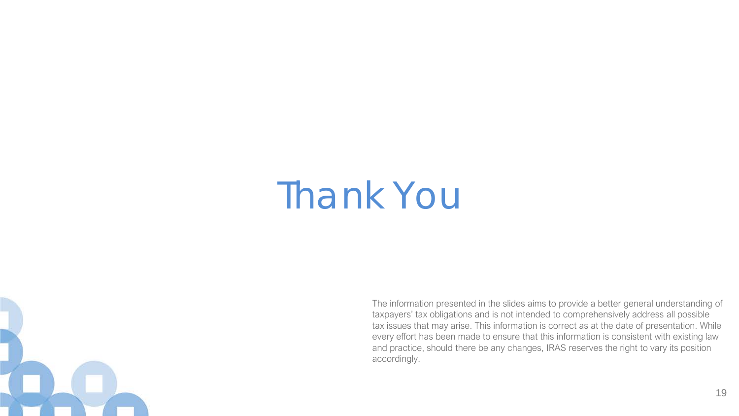# Thank You

The information presented in the slides aims to provide a better general understanding of taxpayers' tax obligations and is not intended to comprehensively address all possible tax issues that may arise. This information is correct as at the date of presentation. While every effort has been made to ensure that this information is consistent with existing law and practice, should there be any changes, IRAS reserves the right to vary its position accordingly.